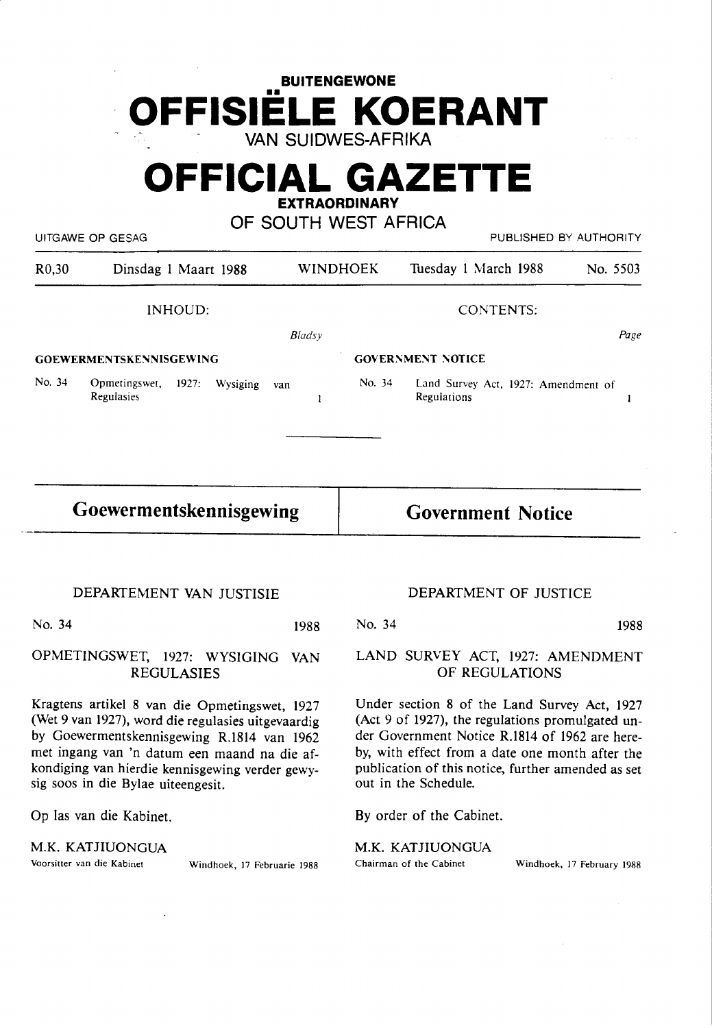**BUITENGEWONE**

# OFFISIËLE KOERANT

VAN SUIDWES-AFRIKA

# OFFICIAL GAZETTE

**EXTRAORDINARY**

OF SOUTH WEST AFRICA

UITGAWE OP GESAG — PUBLISHED BY AUTHORITY

| R0,30 | Dinsdag 1 Maart 1988 | WINDHOEK | Tuesday 1 March 1988 | No. 5503 |
|---|---|---|---|---|

| INHOUD: | | | CONTENTS: | | |
|---|---|---|---|---|---|
| | | *Bladsy* | | | *Page* |
| **GOEWERMENTSKENNISGEWING** | | | **GOVERNMENT NOTICE** | | |
| No. 34 | Opmetingswet, 1927: Wysiging van Regulasies | 1 | No. 34 | Land Survey Act, 1927: Amendment of Regulations | 1 |

## Goewermentskennisgewing

### DEPARTEMENT VAN JUSTISIE

No. 34 1988

### OPMETINGSWET, 1927: WYSIGING VAN REGULASIES

Kragtens artikel 8 van die Opmetingswet, 1927 (Wet 9 van 1927), word die regulasies uitgevaardig by Goewermentskennisgewing R.1814 van 1962 met ingang van 'n datum een maand na die afkondiging van hierdie kennisgewing verder gewysig soos in die Bylae uiteengesit.

Op las van die Kabinet.

M.K. KATJIUONGUA
Voorsitter van die Kabinet — Windhoek, 17 Februarie 1988

## Government Notice

### DEPARTMENT OF JUSTICE

No. 34 1988

### LAND SURVEY ACT, 1927: AMENDMENT OF REGULATIONS

Under section 8 of the Land Survey Act, 1927 (Act 9 of 1927), the regulations promulgated under Government Notice R.1814 of 1962 are hereby, with effect from a date one month after the publication of this notice, further amended as set out in the Schedule.

By order of the Cabinet.

M.K. KATJIUONGUA
Chairman of the Cabinet — Windhoek, 17 February 1988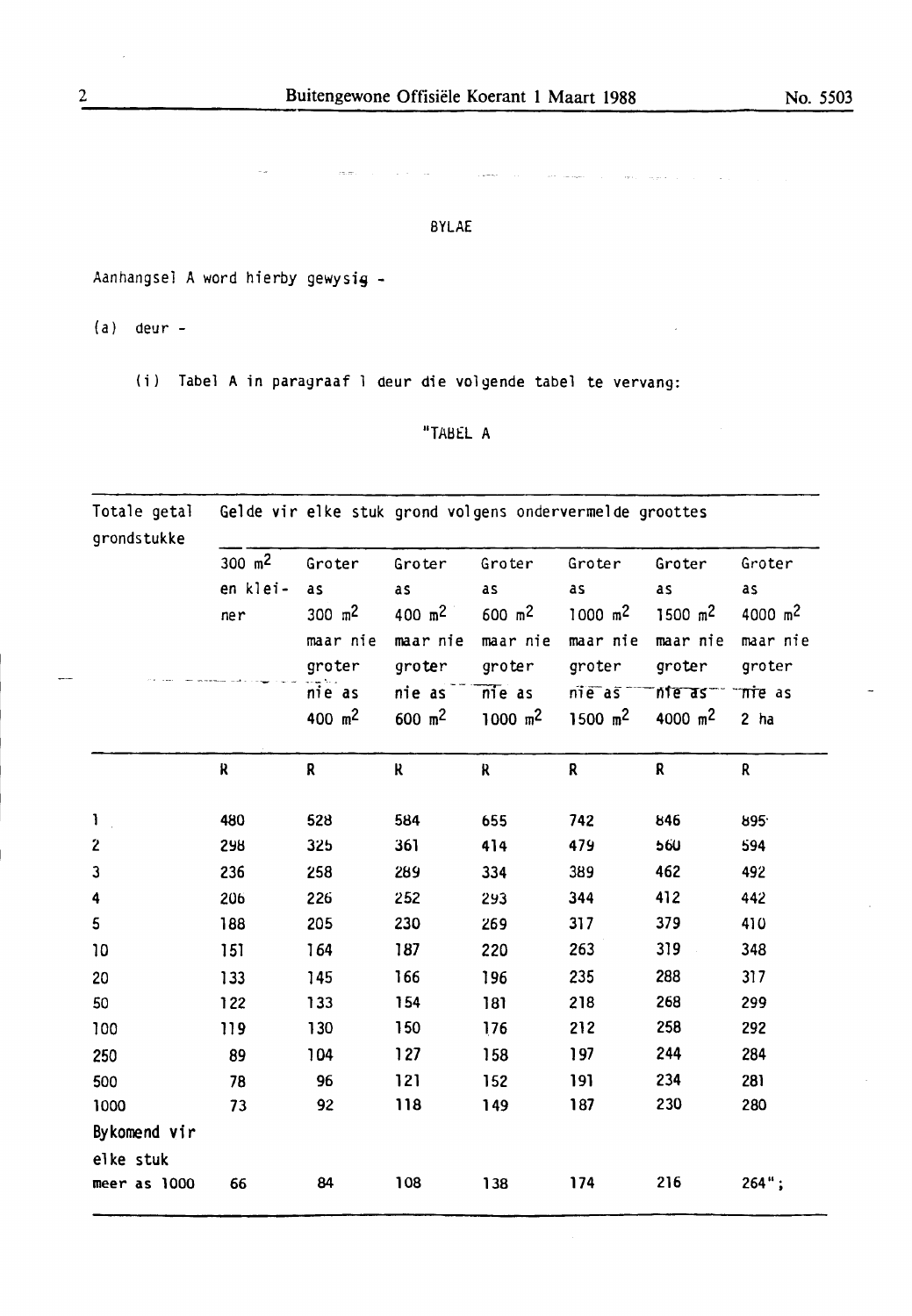BYLAE

Aanhangsel A word hierby gewysig -

(a) deur -

(i) Tabel A in paragraaf 1 deur die volgende tabel te vervang:

"TABEL A

| Totale getal grondstukke | Gelde vir elke stuk grond volgens ondervermelde groottes | | | | | | |
|---|---|---|---|---|---|---|---|
| | 300 $m^2$ en kleiner | Groter as 300 $m^2$ maar nie groter nie as 400 $m^2$ | Groter as 400 $m^2$ maar nie groter nie as 600 $m^2$ | Groter as 600 $m^2$ maar nie groter nie as 1000 $m^2$ | Groter as 1000 $m^2$ maar nie groter nie as 1500 $m^2$ | Groter as 1500 $m^2$ maar nie groter nie as 4000 $m^2$ | Groter as 4000 $m^2$ maar nie groter nie as 2 ha |
| | R | R | R | R | R | R | R |
| 1 | 480 | 528 | 584 | 655 | 742 | 846 | 895 |
| 2 | 298 | 325 | 361 | 414 | 479 | 560 | 594 |
| 3 | 236 | 258 | 289 | 334 | 389 | 462 | 492 |
| 4 | 206 | 226 | 252 | 293 | 344 | 412 | 442 |
| 5 | 188 | 205 | 230 | 269 | 317 | 379 | 410 |
| 10 | 151 | 164 | 187 | 220 | 263 | 319 | 348 |
| 20 | 133 | 145 | 166 | 196 | 235 | 288 | 317 |
| 50 | 122 | 133 | 154 | 181 | 218 | 268 | 299 |
| 100 | 119 | 130 | 150 | 176 | 212 | 258 | 292 |
| 250 | 89 | 104 | 127 | 158 | 197 | 244 | 284 |
| 500 | 78 | 96 | 121 | 152 | 191 | 234 | 281 |
| 1000 | 73 | 92 | 118 | 149 | 187 | 230 | 280 |
| Bykomend vir elke stuk meer as 1000 | 66 | 84 | 108 | 138 | 174 | 216 | 264"; |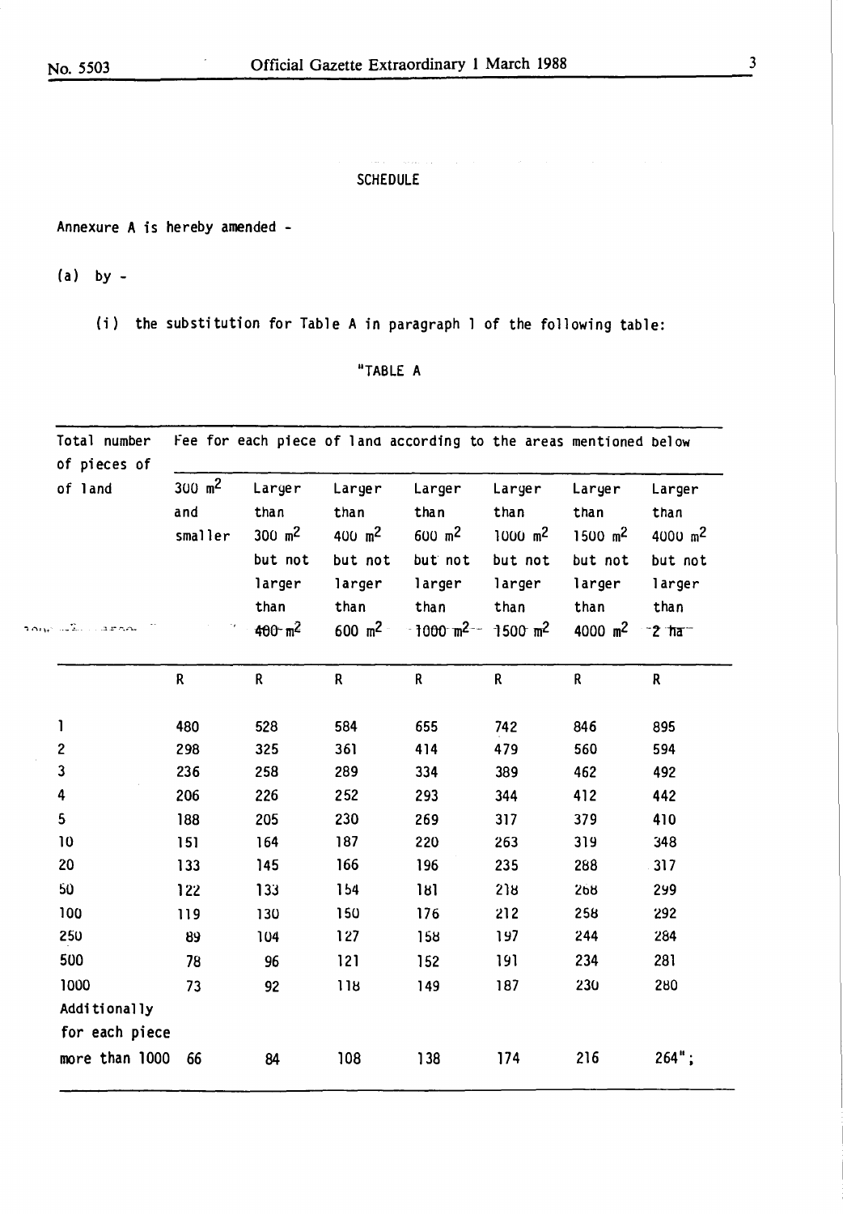SCHEDULE

Annexure A is hereby amended -

(a) by -

(i) the substitution for Table A in paragraph 1 of the following table:

"TABLE A

| Total number of pieces of land | Fee for each piece of land according to the areas mentioned below | | | | | | |
|---|---|---|---|---|---|---|---|
| | $300\ m^2$ and smaller | Larger than $300\ m^2$ but not larger than $400\ m^2$ | Larger than $400\ m^2$ but not larger than $600\ m^2$ | Larger than $600\ m^2$ but not larger than $1000\ m^2$ | Larger than $1000\ m^2$ but not larger than $1500\ m^2$ | Larger than $1500\ m^2$ but not larger than $4000\ m^2$ | Larger than $4000\ m^2$ but not larger than 2 ha |
| | R | R | R | R | R | R | R |
| 1 | 480 | 528 | 584 | 655 | 742 | 846 | 895 |
| 2 | 298 | 325 | 361 | 414 | 479 | 560 | 594 |
| 3 | 236 | 258 | 289 | 334 | 389 | 462 | 492 |
| 4 | 206 | 226 | 252 | 293 | 344 | 412 | 442 |
| 5 | 188 | 205 | 230 | 269 | 317 | 379 | 410 |
| 10 | 151 | 164 | 187 | 220 | 263 | 319 | 348 |
| 20 | 133 | 145 | 166 | 196 | 235 | 288 | 317 |
| 50 | 122 | 133 | 154 | 181 | 218 | 268 | 299 |
| 100 | 119 | 130 | 150 | 176 | 212 | 258 | 292 |
| 250 | 89 | 104 | 127 | 158 | 197 | 244 | 284 |
| 500 | 78 | 96 | 121 | 152 | 191 | 234 | 281 |
| 1000 | 73 | 92 | 118 | 149 | 187 | 230 | 280 |
| Additionally for each piece more than 1000 | 66 | 84 | 108 | 138 | 174 | 216 | 264"; |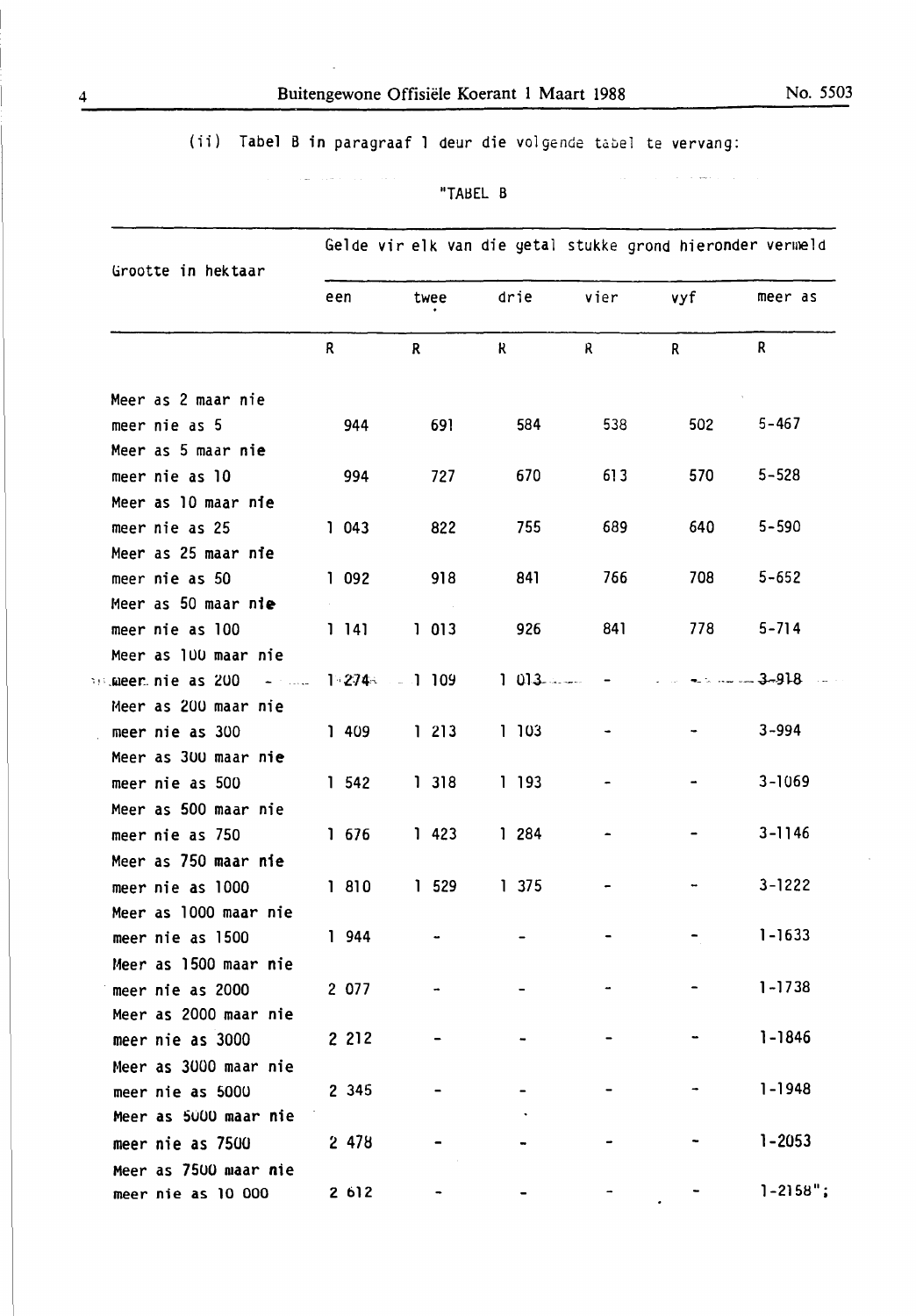(ii) Tabel B in paragraaf 1 deur die volgende tabel te vervang:

"TABEL B

| Grootte in hektaar | Gelde vir elk van die getal stukke grond hieronder vermeld | | | | | |
|---|---|---|---|---|---|---|
| | een | twee | drie | vier | vyf | meer as |
| | R | R | R | R | R | R |
| Meer as 2 maar nie meer nie as 5 | 944 | 691 | 584 | 538 | 502 | 5-467 |
| Meer as 5 maar nie meer nie as 10 | 994 | 727 | 670 | 613 | 570 | 5-528 |
| Meer as 10 maar nie meer nie as 25 | 1 043 | 822 | 755 | 689 | 640 | 5-590 |
| Meer as 25 maar nie meer nie as 50 | 1 092 | 918 | 841 | 766 | 708 | 5-652 |
| Meer as 50 maar nie meer nie as 100 | 1 141 | 1 013 | 926 | 841 | 778 | 5-714 |
| Meer as 100 maar nie meer nie as 200 | 1 274 | 1 109 | 1 013 | - | - | 3-918 |
| Meer as 200 maar nie meer nie as 300 | 1 409 | 1 213 | 1 103 | - | - | 3-994 |
| Meer as 300 maar nie meer nie as 500 | 1 542 | 1 318 | 1 193 | - | - | 3-1069 |
| Meer as 500 maar nie meer nie as 750 | 1 676 | 1 423 | 1 284 | - | - | 3-1146 |
| Meer as 750 maar nie meer nie as 1000 | 1 810 | 1 529 | 1 375 | - | - | 3-1222 |
| Meer as 1000 maar nie meer nie as 1500 | 1 944 | - | - | - | - | 1-1633 |
| Meer as 1500 maar nie meer nie as 2000 | 2 077 | - | - | - | - | 1-1738 |
| Meer as 2000 maar nie meer nie as 3000 | 2 212 | - | - | - | - | 1-1846 |
| Meer as 3000 maar nie meer nie as 5000 | 2 345 | - | - | - | - | 1-1948 |
| Meer as 5000 maar nie meer nie as 7500 | 2 478 | - | - | - | - | 1-2053 |
| Meer as 7500 maar nie meer nie as 10 000 | 2 612 | - | - | - | - | 1-2158"; |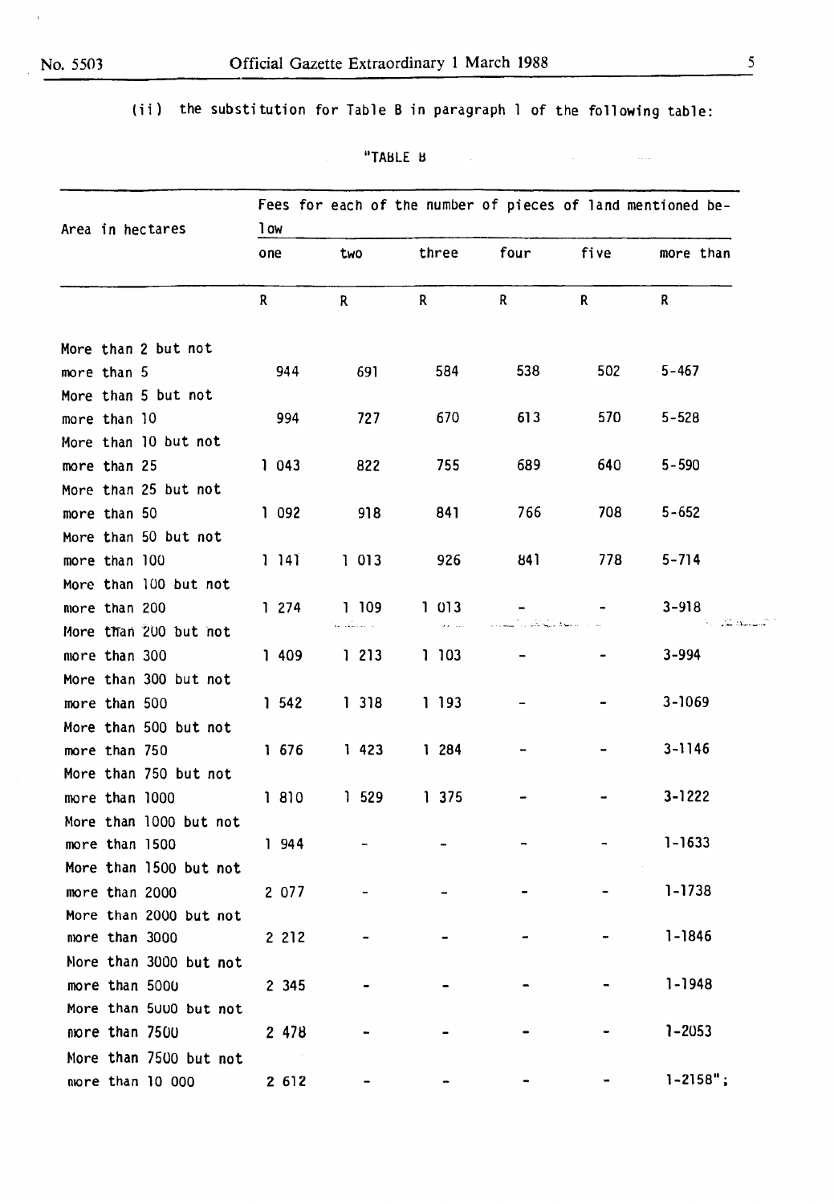(ii) the substitution for Table B in paragraph 1 of the following table:

"TABLE B

| Area in hectares | Fees for each of the number of pieces of land mentioned below | | | | | |
|---|---|---|---|---|---|---|
| | one | two | three | four | five | more than |
| | R | R | R | R | R | R |
| More than 2 but not more than 5 | 944 | 691 | 584 | 538 | 502 | 5-467 |
| More than 5 but not more than 10 | 994 | 727 | 670 | 613 | 570 | 5-528 |
| More than 10 but not more than 25 | 1 043 | 822 | 755 | 689 | 640 | 5-590 |
| More than 25 but not more than 50 | 1 092 | 918 | 841 | 766 | 708 | 5-652 |
| More than 50 but not more than 100 | 1 141 | 1 013 | 926 | 841 | 778 | 5-714 |
| More than 100 but not more than 200 | 1 274 | 1 109 | 1 013 | - | - | 3-918 |
| More than 200 but not more than 300 | 1 409 | 1 213 | 1 103 | - | - | 3-994 |
| More than 300 but not more than 500 | 1 542 | 1 318 | 1 193 | - | - | 3-1069 |
| More than 500 but not more than 750 | 1 676 | 1 423 | 1 284 | - | - | 3-1146 |
| More than 750 but not more than 1000 | 1 810 | 1 529 | 1 375 | - | - | 3-1222 |
| More than 1000 but not more than 1500 | 1 944 | - | - | - | - | 1-1633 |
| More than 1500 but not more than 2000 | 2 077 | - | - | - | - | 1-1738 |
| More than 2000 but not more than 3000 | 2 212 | - | - | - | - | 1-1846 |
| More than 3000 but not more than 5000 | 2 345 | - | - | - | - | 1-1948 |
| More than 5000 but not more than 7500 | 2 478 | - | - | - | - | 1-2053 |
| More than 7500 but not more than 10 000 | 2 612 | - | - | - | - | 1-2158"; |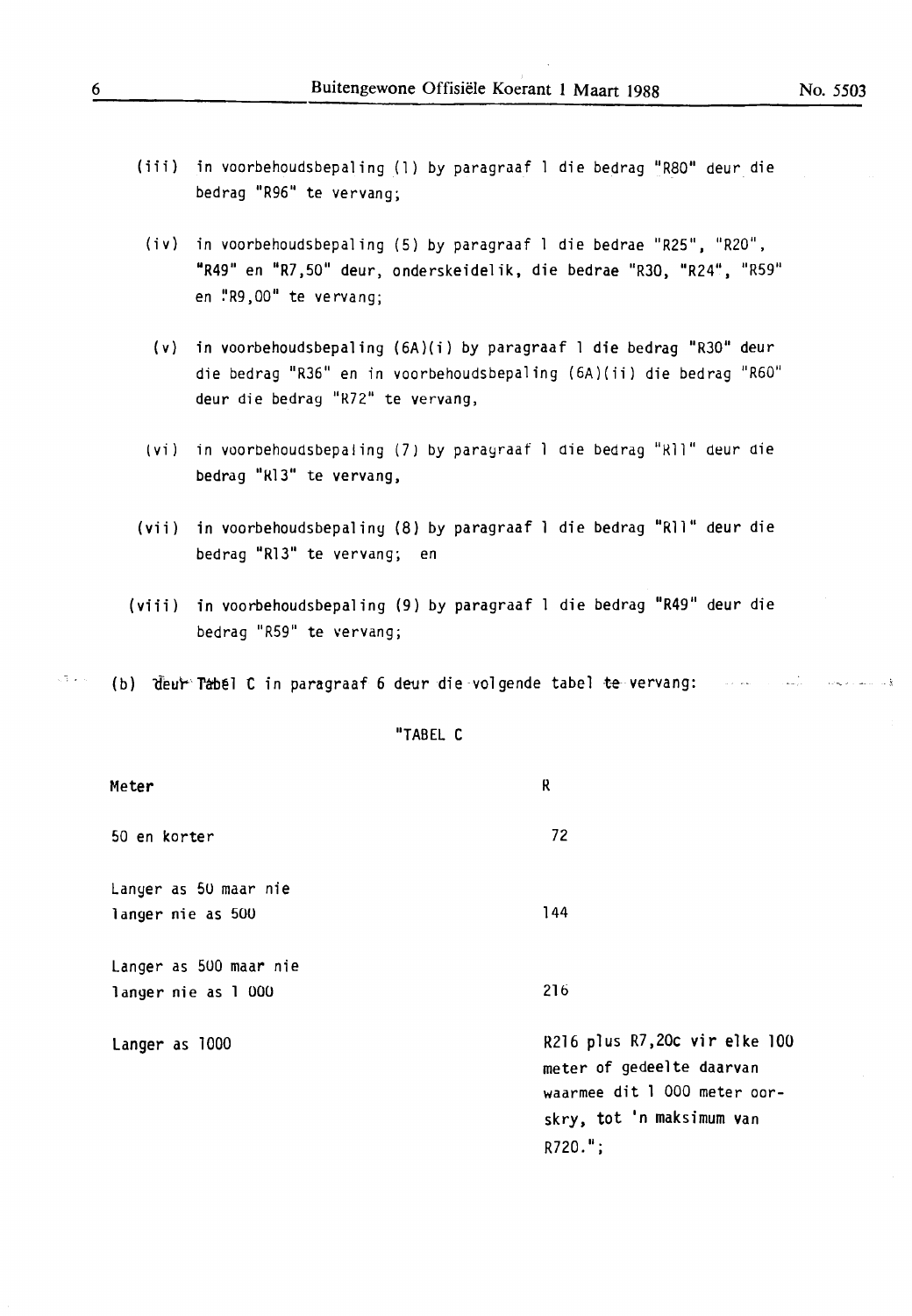(iii) in voorbehoudsbepaling (1) by paragraaf 1 die bedrag "R80" deur die bedrag "R96" te vervang;

(iv) in voorbehoudsbepaling (5) by paragraaf 1 die bedrae "R25", "R20", "R49" en "R7,50" deur, onderskeidelik, die bedrae "R30, "R24", "R59" en "R9,00" te vervang;

(v) in voorbehoudsbepaling (6A)(i) by paragraaf 1 die bedrag "R30" deur die bedrag "R36" en in voorbehoudsbepaling (6A)(ii) die bedrag "R60" deur die bedrag "R72" te vervang,

(vi) in voorbehoudsbepaling (7) by paragraaf 1 die bedrag "R11" deur die bedrag "R13" te vervang,

(vii) in voorbehoudsbepaling (8) by paragraaf 1 die bedrag "R11" deur die bedrag "R13" te vervang; en

(viii) in voorbehoudsbepaling (9) by paragraaf 1 die bedrag "R49" deur die bedrag "R59" te vervang;

(b) deur Tabel C in paragraaf 6 deur die volgende tabel te vervang:

"TABEL C

| Meter | R |
|---|---|
| 50 en korter | 72 |
| Langer as 50 maar nie langer nie as 500 | 144 |
| Langer as 500 maar nie langer nie as 1 000 | 216 |
| Langer as 1000 | R216 plus R7,20c vir elke 100 meter of gedeelte daarvan waarmee dit 1 000 meter oorskry, tot 'n maksimum van R720."; |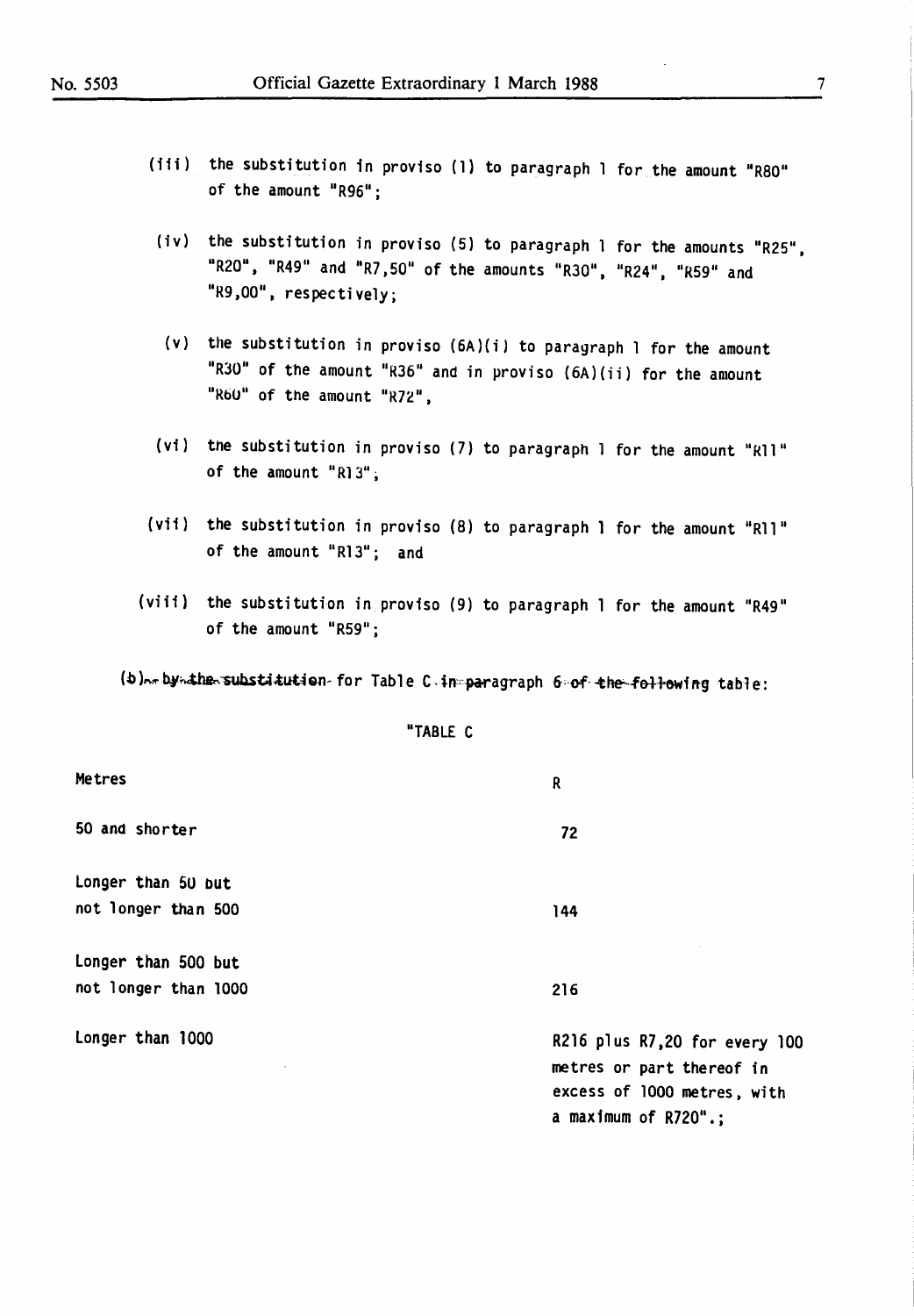(iii) the substitution in proviso (1) to paragraph 1 for the amount "R80" of the amount "R96";

(iv) the substitution in proviso (5) to paragraph 1 for the amounts "R25", "R20", "R49" and "R7,50" of the amounts "R30", "R24", "R59" and "R9,00", respectively;

(v) the substitution in proviso (6A)(i) to paragraph 1 for the amount "R30" of the amount "R36" and in proviso (6A)(ii) for the amount "R60" of the amount "R72",

(vi) the substitution in proviso (7) to paragraph 1 for the amount "R11" of the amount "R13";

(vii) the substitution in proviso (8) to paragraph 1 for the amount "R11" of the amount "R13"; and

(viii) the substitution in proviso (9) to paragraph 1 for the amount "R49" of the amount "R59";

(b) by the substitution for Table C in paragraph 6 of the following table:

"TABLE C

| Metres | R |
|---|---|
| 50 and shorter | 72 |
| Longer than 50 but not longer than 500 | 144 |
| Longer than 500 but not longer than 1000 | 216 |
| Longer than 1000 | R216 plus R7,20 for every 100 metres or part thereof in excess of 1000 metres, with a maximum of R720".; |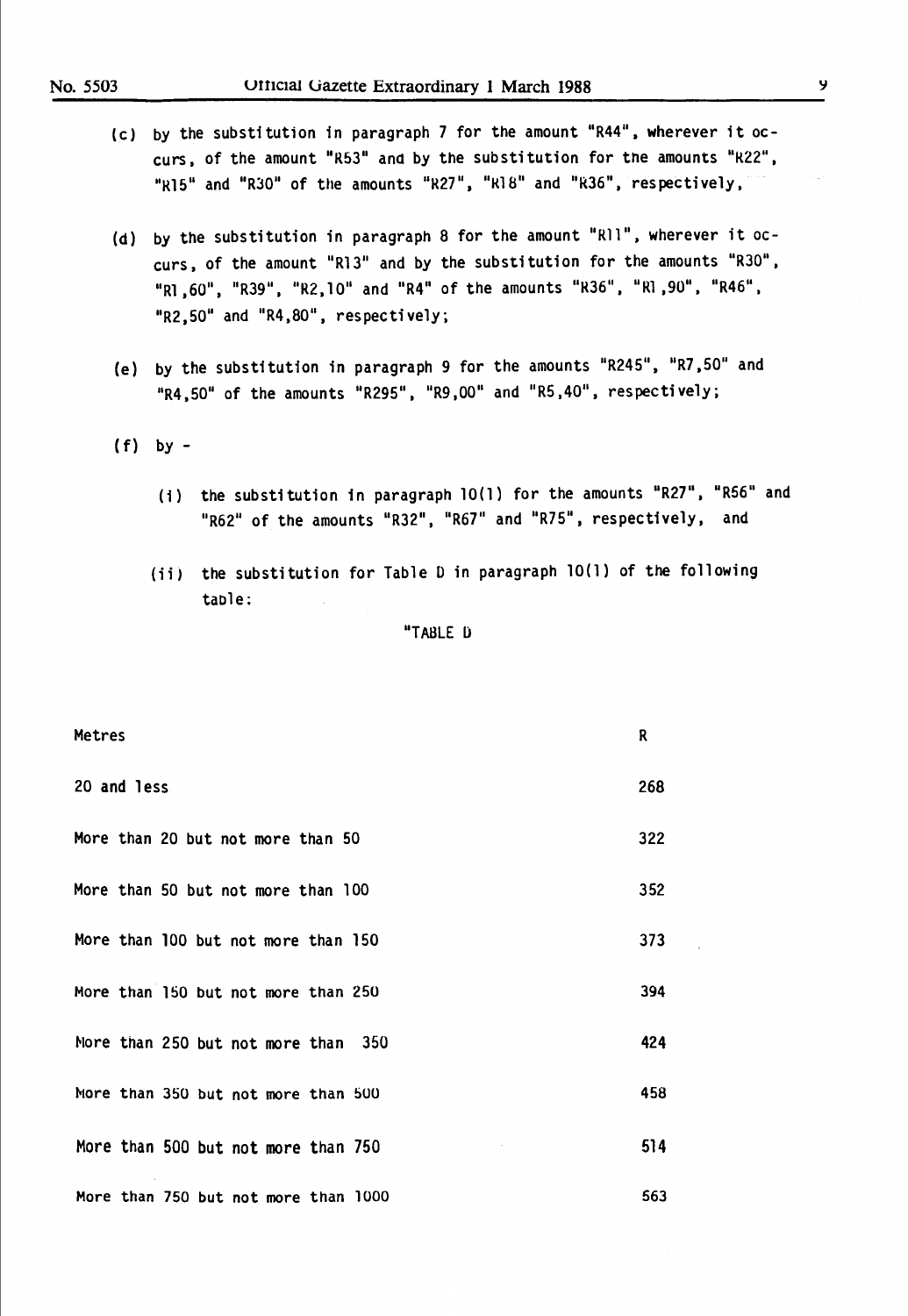(c) by the substitution in paragraph 7 for the amount "R44", wherever it occurs, of the amount "R53" and by the substitution for the amounts "R22", "R15" and "R30" of the amounts "R27", "R18" and "R36", respectively,

(d) by the substitution in paragraph 8 for the amount "R11", wherever it occurs, of the amount "R13" and by the substitution for the amounts "R30", "R1,60", "R39", "R2,10" and "R4" of the amounts "R36", "R1,90", "R46", "R2,50" and "R4,80", respectively;

(e) by the substitution in paragraph 9 for the amounts "R245", "R7,50" and "R4,50" of the amounts "R295", "R9,00" and "R5,40", respectively;

(f) by -

(i) the substitution in paragraph 10(1) for the amounts "R27", "R56" and "R62" of the amounts "R32", "R67" and "R75", respectively, and

(ii) the substitution for Table D in paragraph 10(1) of the following table:

"TABLE D

| Metres | R |
|---|---|
| 20 and less | 268 |
| More than 20 but not more than 50 | 322 |
| More than 50 but not more than 100 | 352 |
| More than 100 but not more than 150 | 373 |
| More than 150 but not more than 250 | 394 |
| More than 250 but not more than 350 | 424 |
| More than 350 but not more than 500 | 458 |
| More than 500 but not more than 750 | 514 |
| More than 750 but not more than 1000 | 563 |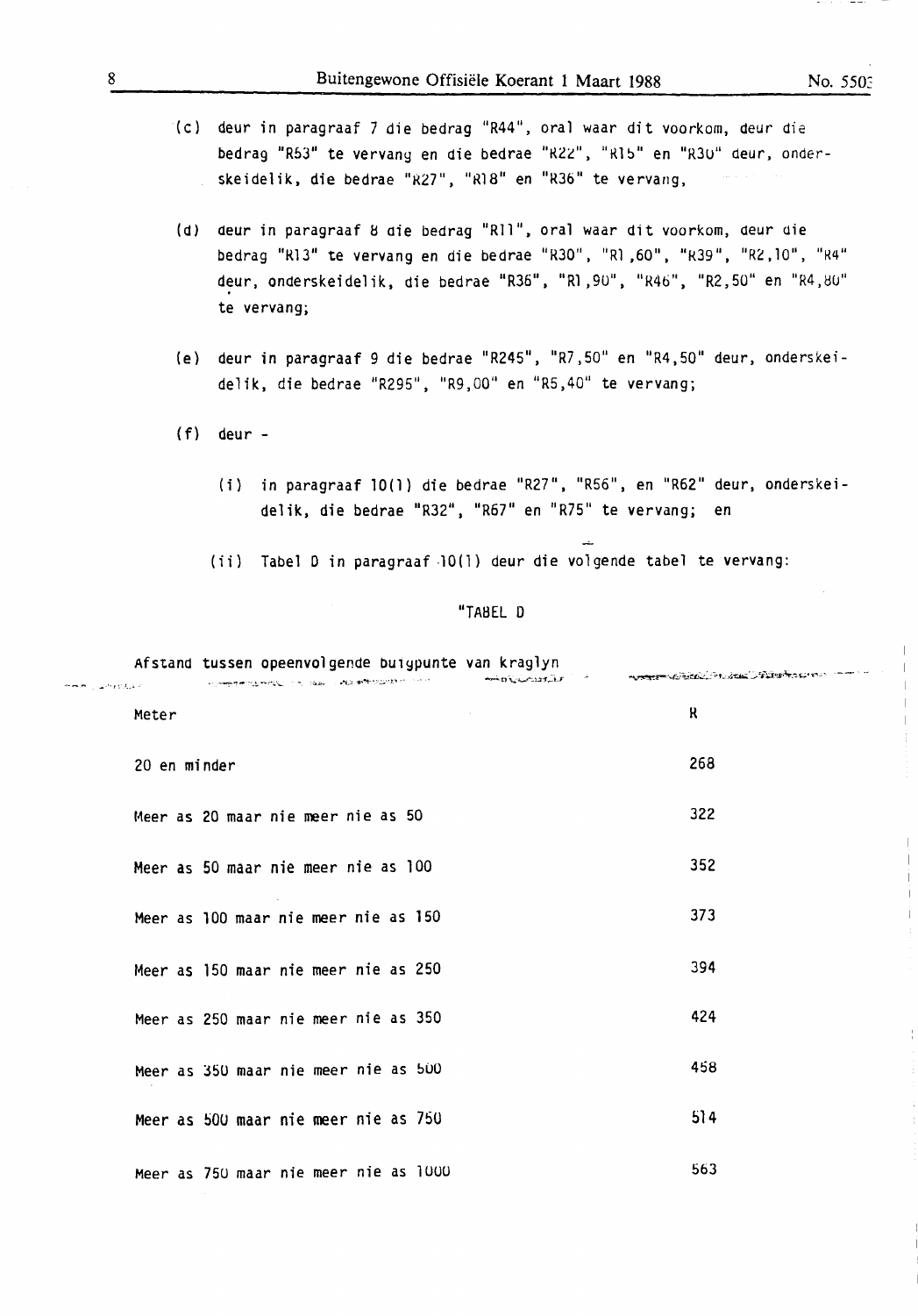(c) deur in paragraaf 7 die bedrag "R44", oral waar dit voorkom, deur die bedrag "R53" te vervang en die bedrae "R22", "R15" en "R30" deur, onderskeidelik, die bedrae "R27", "R18" en "R36" te vervang,

(d) deur in paragraaf 8 die bedrag "R11", oral waar dit voorkom, deur die bedrag "R13" te vervang en die bedrae "R30", "R1,60", "R39", "R2,10", "R4" deur, onderskeidelik, die bedrae "R36", "R1,90", "R46", "R2,50" en "R4,80" te vervang;

(e) deur in paragraaf 9 die bedrae "R245", "R7,50" en "R4,50" deur, onderskeidelik, die bedrae "R295", "R9,00" en "R5,40" te vervang;

(f) deur -

(i) in paragraaf 10(1) die bedrae "R27", "R56", en "R62" deur, onderskeidelik, die bedrae "R32", "R67" en "R75" te vervang; en

(ii) Tabel D in paragraaf 10(1) deur die volgende tabel te vervang:

"TABEL D

| Afstand tussen opeenvolgende buigpunte van kraglyn | |
|---|---|
| Meter | R |
| 20 en minder | 268 |
| Meer as 20 maar nie meer nie as 50 | 322 |
| Meer as 50 maar nie meer nie as 100 | 352 |
| Meer as 100 maar nie meer nie as 150 | 373 |
| Meer as 150 maar nie meer nie as 250 | 394 |
| Meer as 250 maar nie meer nie as 350 | 424 |
| Meer as 350 maar nie meer nie as 500 | 458 |
| Meer as 500 maar nie meer nie as 750 | 514 |
| Meer as 750 maar nie meer nie as 1000 | 563 |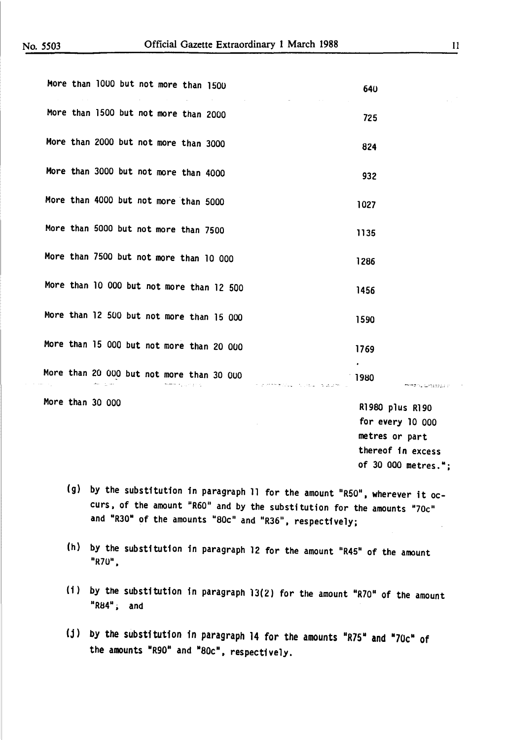| | |
|---|---|
| More than 1000 but not more than 1500 | 640 |
| More than 1500 but not more than 2000 | 725 |
| More than 2000 but not more than 3000 | 824 |
| More than 3000 but not more than 4000 | 932 |
| More than 4000 but not more than 5000 | 1027 |
| More than 5000 but not more than 7500 | 1135 |
| More than 7500 but not more than 10 000 | 1286 |
| More than 10 000 but not more than 12 500 | 1456 |
| More than 12 500 but not more than 15 000 | 1590 |
| More than 15 000 but not more than 20 000 | 1769 |
| More than 20 000 but not more than 30 000 | 1980 |
| More than 30 000 | R1980 plus R190 for every 10 000 metres or part thereof in excess of 30 000 metres."; |

(g) by the substitution in paragraph 11 for the amount "R50", wherever it occurs, of the amount "R60" and by the substitution for the amounts "70c" and "R30" of the amounts "80c" and "R36", respectively;

(h) by the substitution in paragraph 12 for the amount "R45" of the amount "R70",

(i) by the substitution in paragraph 13(2) for the amount "R70" of the amount "R84"; and

(j) by the substitution in paragraph 14 for the amounts "R75" and "70c" of the amounts "R90" and "80c", respectively.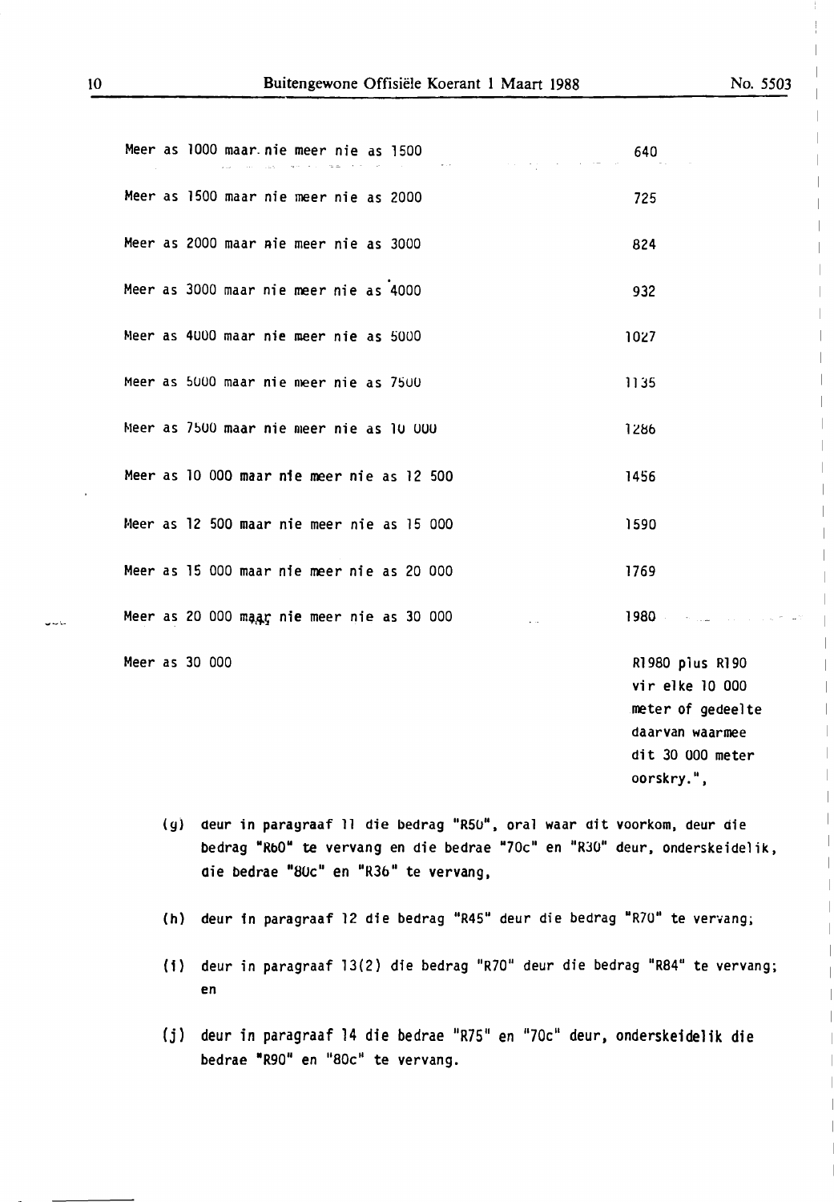| | |
|---|---|
| Meer as 1000 maar nie meer nie as 1500 | 640 |
| Meer as 1500 maar nie meer nie as 2000 | 725 |
| Meer as 2000 maar nie meer nie as 3000 | 824 |
| Meer as 3000 maar nie meer nie as 4000 | 932 |
| Meer as 4000 maar nie meer nie as 5000 | 1027 |
| Meer as 5000 maar nie meer nie as 7500 | 1135 |
| Meer as 7500 maar nie meer nie as 10 000 | 1286 |
| Meer as 10 000 maar nie meer nie as 12 500 | 1456 |
| Meer as 12 500 maar nie meer nie as 15 000 | 1590 |
| Meer as 15 000 maar nie meer nie as 20 000 | 1769 |
| Meer as 20 000 maar nie meer nie as 30 000 | 1980 |
| Meer as 30 000 | R1980 plus R190 vir elke 10 000 meter of gedeelte daarvan waarmee dit 30 000 meter oorskry.", |

(g) deur in paragraaf 11 die bedrag "R50", oral waar dit voorkom, deur die bedrag "R60" te vervang en die bedrae "70c" en "R30" deur, onderskeidelik, die bedrae "80c" en "R36" te vervang,

(h) deur in paragraaf 12 die bedrag "R45" deur die bedrag "R70" te vervang;

(i) deur in paragraaf 13(2) die bedrag "R70" deur die bedrag "R84" te vervang; en

(j) deur in paragraaf 14 die bedrae "R75" en "70c" deur, onderskeidelik die bedrae "R90" en "80c" te vervang.